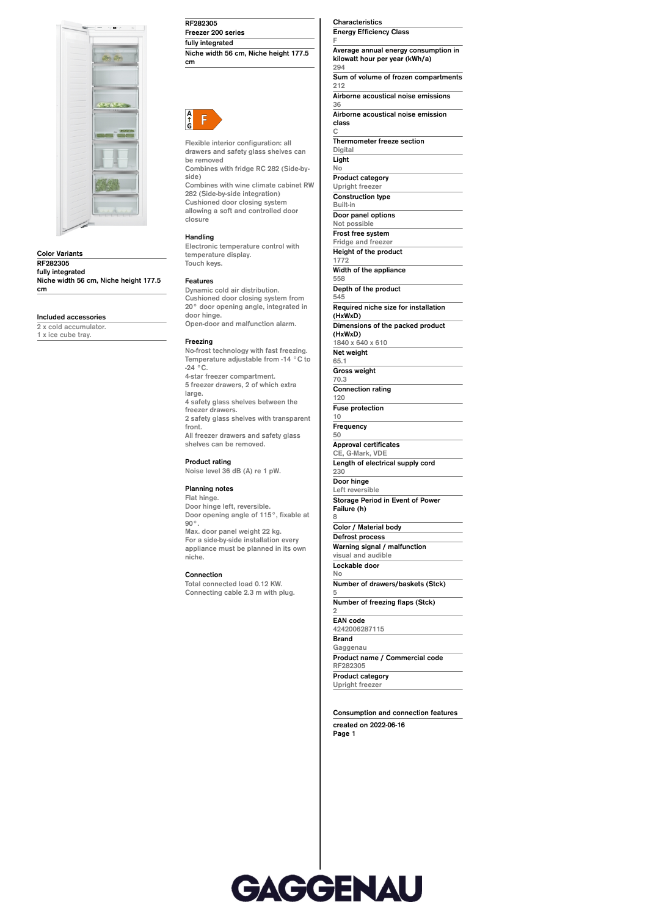**Color Variants**

RF282305
fully integrated
Niche width 56 cm, Niche height 177.5 cm

**Included accessories**

2 x cold accumulator.
1 x ice cube tray.

**RF282305**
**Freezer 200 series**
**fully integrated**
**Niche width 56 cm, Niche height 177.5 cm**

A ↑ G F

Flexible interior configuration: all drawers and safety glass shelves can be removed
Combines with fridge RC 282 (Side-by-side)
Combines with wine climate cabinet RW 282 (Side-by-side integration)
Cushioned door closing system allowing a soft and controlled door closure

**Handling**

Electronic temperature control with temperature display.
Touch keys.

**Features**

Dynamic cold air distribution.
Cushioned door closing system from 20° door opening angle, integrated in door hinge.
Open-door and malfunction alarm.

**Freezing**

No-frost technology with fast freezing.
Temperature adjustable from -14 °C to -24 °C.
4-star freezer compartment.
5 freezer drawers, 2 of which extra large.
4 safety glass shelves between the freezer drawers.
2 safety glass shelves with transparent front.
All freezer drawers and safety glass shelves can be removed.

**Product rating**

Noise level 36 dB (A) re 1 pW.

**Planning notes**

Flat hinge.
Door hinge left, reversible.
Door opening angle of 115°, fixable at 90°.
Max. door panel weight 22 kg.
For a side-by-side installation every appliance must be planned in its own niche.

**Connection**

Total connected load 0.12 KW.
Connecting cable 2.3 m with plug.

**Characteristics**

| Characteristic | Value |
|---|---|
| Energy Efficiency Class | F |
| Average annual energy consumption in kilowatt hour per year (kWh/a) | 294 |
| Sum of volume of frozen compartments | 212 |
| Airborne acoustical noise emissions | 36 |
| Airborne acoustical noise emission class | C |
| Thermometer freeze section | Digital |
| Light | No |
| Product category | Upright freezer |
| Construction type | Built-in |
| Door panel options | Not possible |
| Frost free system | Fridge and freezer |
| Height of the product | 1772 |
| Width of the appliance | 558 |
| Depth of the product | 545 |
| Required niche size for installation (HxWxD) | |
| Dimensions of the packed product (HxWxD) | 1840 x 640 x 610 |
| Net weight | 65.1 |
| Gross weight | 70.3 |
| Connection rating | 120 |
| Fuse protection | 10 |
| Frequency | 50 |
| Approval certificates | CE, G-Mark, VDE |
| Length of electrical supply cord | 230 |
| Door hinge | Left reversible |
| Storage Period in Event of Power Failure (h) | 8 |
| Color / Material body | |
| Defrost process | |
| Warning signal / malfunction | visual and audible |
| Lockable door | No |
| Number of drawers/baskets (Stck) | 5 |
| Number of freezing flaps (Stck) | 2 |
| EAN code | 4242006287115 |
| Brand | Gaggenau |
| Product name / Commercial code | RF282305 |
| Product category | Upright freezer |

**Consumption and connection features**

created on 2022-06-16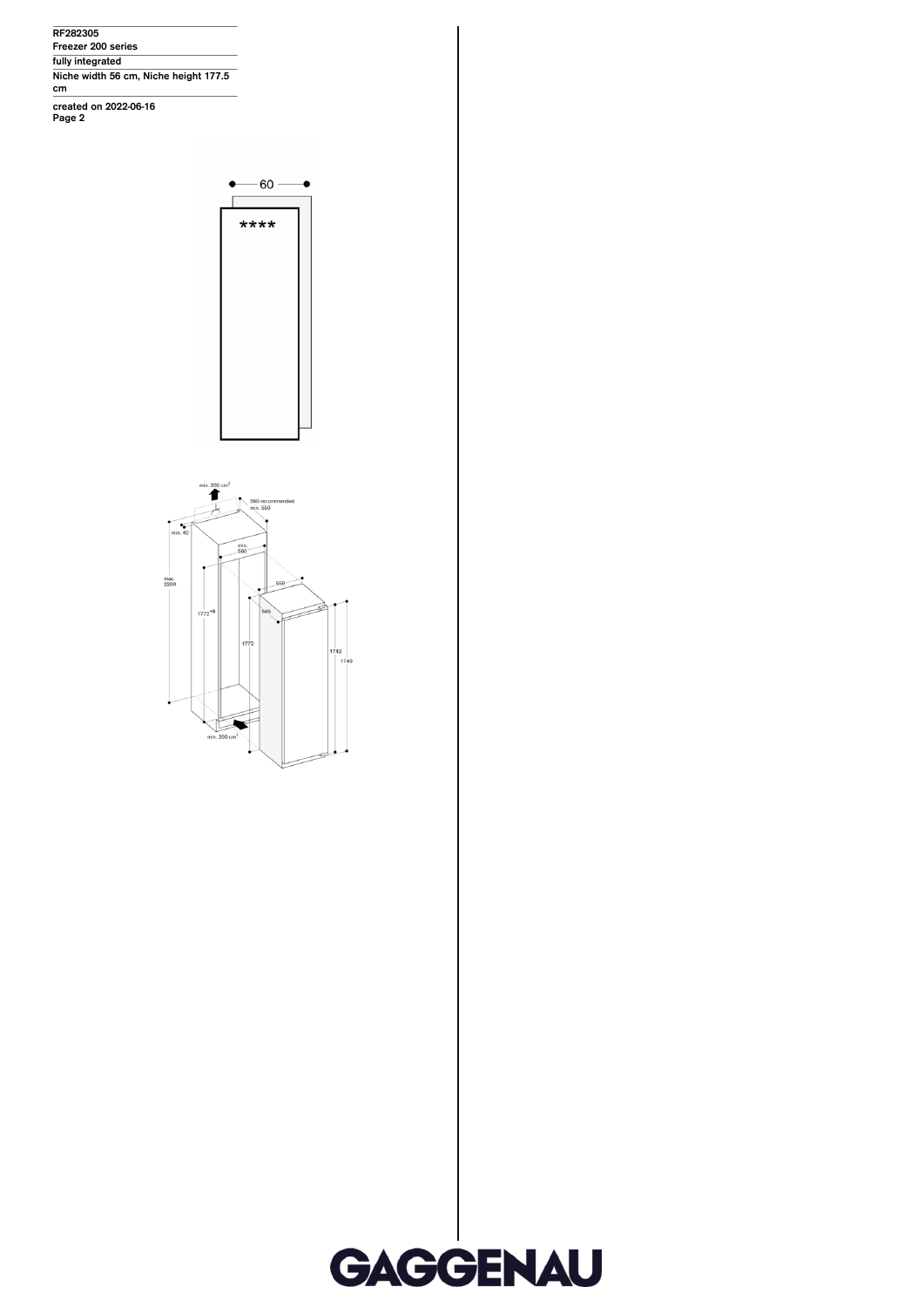60

****

min. 200 cm²

560 recommended
min. 550

min. 40

min.
560

max.
2200

1772+8

558

545

1772

1743

1749

min. 200 cm²